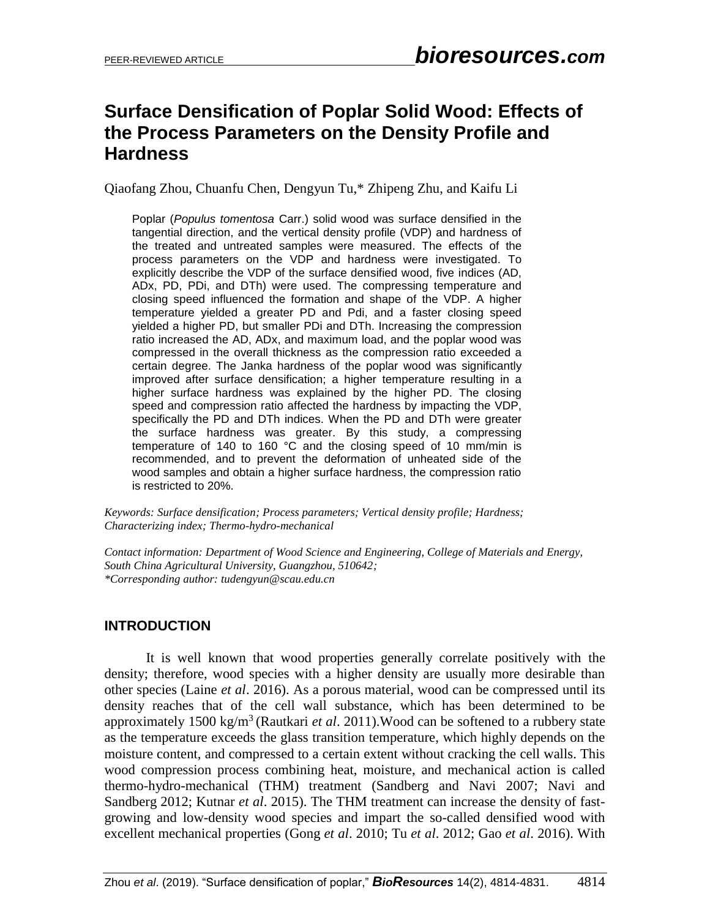# Surface Densification of Poplar Solid Wood: Effects of the Process Parameters on the Density Profile and Hardness

Qiaofang Zhou, Chuanfu Chen, Dengyun Tu,* Zhipeng Zhu, and Kaifu Li

> Poplar (*Populus tomentosa* Carr.) solid wood was surface densified in the tangential direction, and the vertical density profile (VDP) and hardness of the treated and untreated samples were measured. The effects of the process parameters on the VDP and hardness were investigated. To explicitly describe the VDP of the surface densified wood, five indices (AD, ADx, PD, PDi, and DTh) were used. The compressing temperature and closing speed influenced the formation and shape of the VDP. A higher temperature yielded a greater PD and Pdi, and a faster closing speed yielded a higher PD, but smaller PDi and DTh. Increasing the compression ratio increased the AD, ADx, and maximum load, and the poplar wood was compressed in the overall thickness as the compression ratio exceeded a certain degree. The Janka hardness of the poplar wood was significantly improved after surface densification; a higher temperature resulting in a higher surface hardness was explained by the higher PD. The closing speed and compression ratio affected the hardness by impacting the VDP, specifically the PD and DTh indices. When the PD and DTh were greater the surface hardness was greater. By this study, a compressing temperature of 140 to 160 °C and the closing speed of 10 mm/min is recommended, and to prevent the deformation of unheated side of the wood samples and obtain a higher surface hardness, the compression ratio is restricted to 20%.

*Keywords: Surface densification; Process parameters; Vertical density profile; Hardness; Characterizing index; Thermo-hydro-mechanical*

*Contact information: Department of Wood Science and Engineering, College of Materials and Energy, South China Agricultural University, Guangzhou, 510642;*
*\*Corresponding author: tudengyun@scau.edu.cn*

## INTRODUCTION

It is well known that wood properties generally correlate positively with the density; therefore, wood species with a higher density are usually more desirable than other species (Laine *et al*. 2016). As a porous material, wood can be compressed until its density reaches that of the cell wall substance, which has been determined to be approximately 1500 kg/m$^3$ (Rautkari *et al*. 2011).Wood can be softened to a rubbery state as the temperature exceeds the glass transition temperature, which highly depends on the moisture content, and compressed to a certain extent without cracking the cell walls. This wood compression process combining heat, moisture, and mechanical action is called thermo-hydro-mechanical (THM) treatment (Sandberg and Navi 2007; Navi and Sandberg 2012; Kutnar *et al*. 2015). The THM treatment can increase the density of fast-growing and low-density wood species and impart the so-called densified wood with excellent mechanical properties (Gong *et al*. 2010; Tu *et al*. 2012; Gao *et al*. 2016). With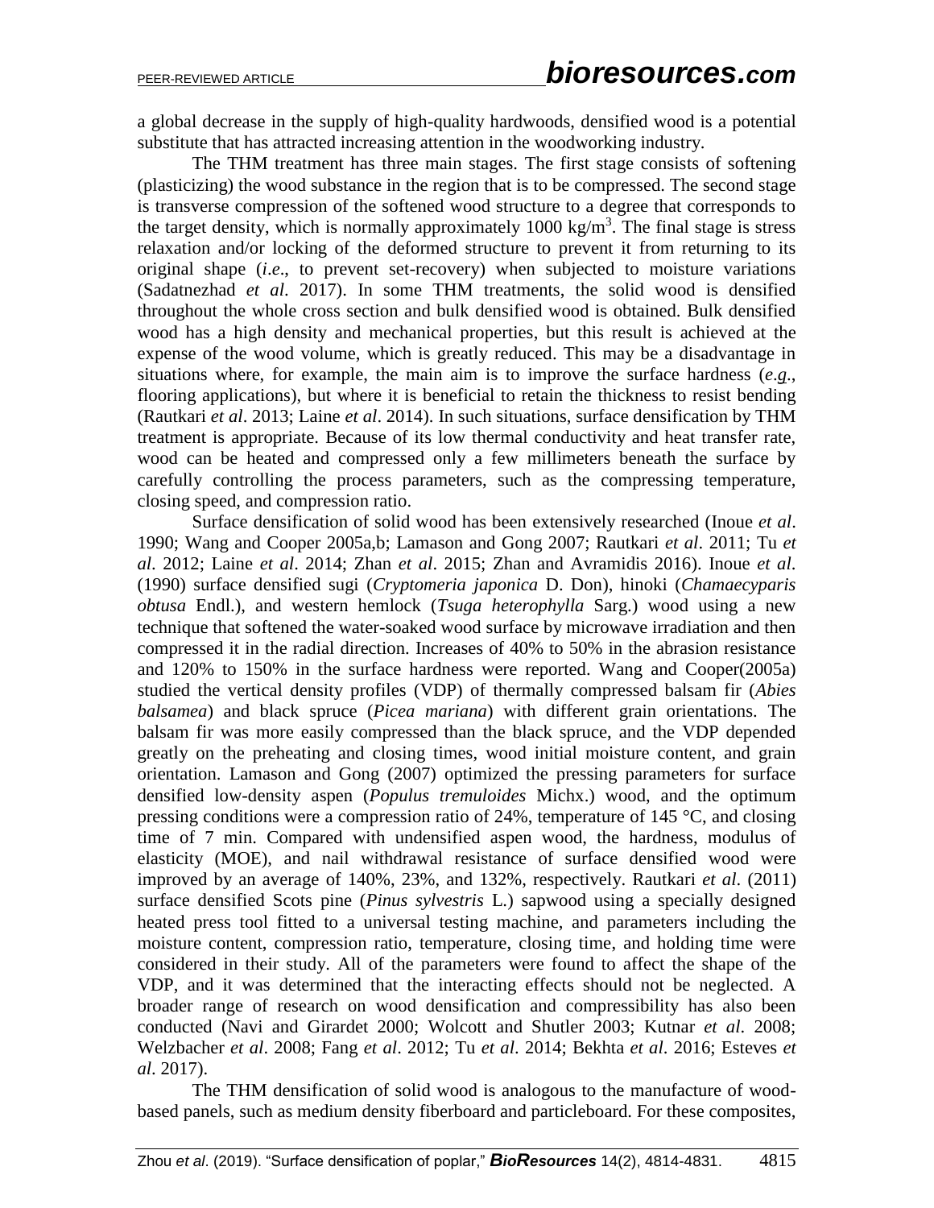a global decrease in the supply of high-quality hardwoods, densified wood is a potential substitute that has attracted increasing attention in the woodworking industry.

The THM treatment has three main stages. The first stage consists of softening (plasticizing) the wood substance in the region that is to be compressed. The second stage is transverse compression of the softened wood structure to a degree that corresponds to the target density, which is normally approximately 1000 $kg/m^3$. The final stage is stress relaxation and/or locking of the deformed structure to prevent it from returning to its original shape (*i.e*., to prevent set-recovery) when subjected to moisture variations (Sadatnezhad *et al*. 2017). In some THM treatments, the solid wood is densified throughout the whole cross section and bulk densified wood is obtained. Bulk densified wood has a high density and mechanical properties, but this result is achieved at the expense of the wood volume, which is greatly reduced. This may be a disadvantage in situations where, for example, the main aim is to improve the surface hardness (*e.g.*, flooring applications), but where it is beneficial to retain the thickness to resist bending (Rautkari *et al*. 2013; Laine *et al*. 2014). In such situations, surface densification by THM treatment is appropriate. Because of its low thermal conductivity and heat transfer rate, wood can be heated and compressed only a few millimeters beneath the surface by carefully controlling the process parameters, such as the compressing temperature, closing speed, and compression ratio.

Surface densification of solid wood has been extensively researched (Inoue *et al*. 1990; Wang and Cooper 2005a,b; Lamason and Gong 2007; Rautkari *et al*. 2011; Tu *et al*. 2012; Laine *et al*. 2014; Zhan *et al*. 2015; Zhan and Avramidis 2016). Inoue *et al*. (1990) surface densified sugi (*Cryptomeria japonica* D. Don), hinoki (*Chamaecyparis obtusa* Endl.), and western hemlock (*Tsuga heterophylla* Sarg.) wood using a new technique that softened the water-soaked wood surface by microwave irradiation and then compressed it in the radial direction. Increases of 40% to 50% in the abrasion resistance and 120% to 150% in the surface hardness were reported. Wang and Cooper(2005a) studied the vertical density profiles (VDP) of thermally compressed balsam fir (*Abies balsamea*) and black spruce (*Picea mariana*) with different grain orientations. The balsam fir was more easily compressed than the black spruce, and the VDP depended greatly on the preheating and closing times, wood initial moisture content, and grain orientation. Lamason and Gong (2007) optimized the pressing parameters for surface densified low-density aspen (*Populus tremuloides* Michx.) wood, and the optimum pressing conditions were a compression ratio of 24%, temperature of 145 °C, and closing time of 7 min. Compared with undensified aspen wood, the hardness, modulus of elasticity (MOE), and nail withdrawal resistance of surface densified wood were improved by an average of 140%, 23%, and 132%, respectively. Rautkari *et al*. (2011) surface densified Scots pine (*Pinus sylvestris* L.) sapwood using a specially designed heated press tool fitted to a universal testing machine, and parameters including the moisture content, compression ratio, temperature, closing time, and holding time were considered in their study. All of the parameters were found to affect the shape of the VDP, and it was determined that the interacting effects should not be neglected. A broader range of research on wood densification and compressibility has also been conducted (Navi and Girardet 2000; Wolcott and Shutler 2003; Kutnar *et al*. 2008; Welzbacher *et al*. 2008; Fang *et al*. 2012; Tu *et al*. 2014; Bekhta *et al*. 2016; Esteves *et al*. 2017).

The THM densification of solid wood is analogous to the manufacture of wood-based panels, such as medium density fiberboard and particleboard. For these composites,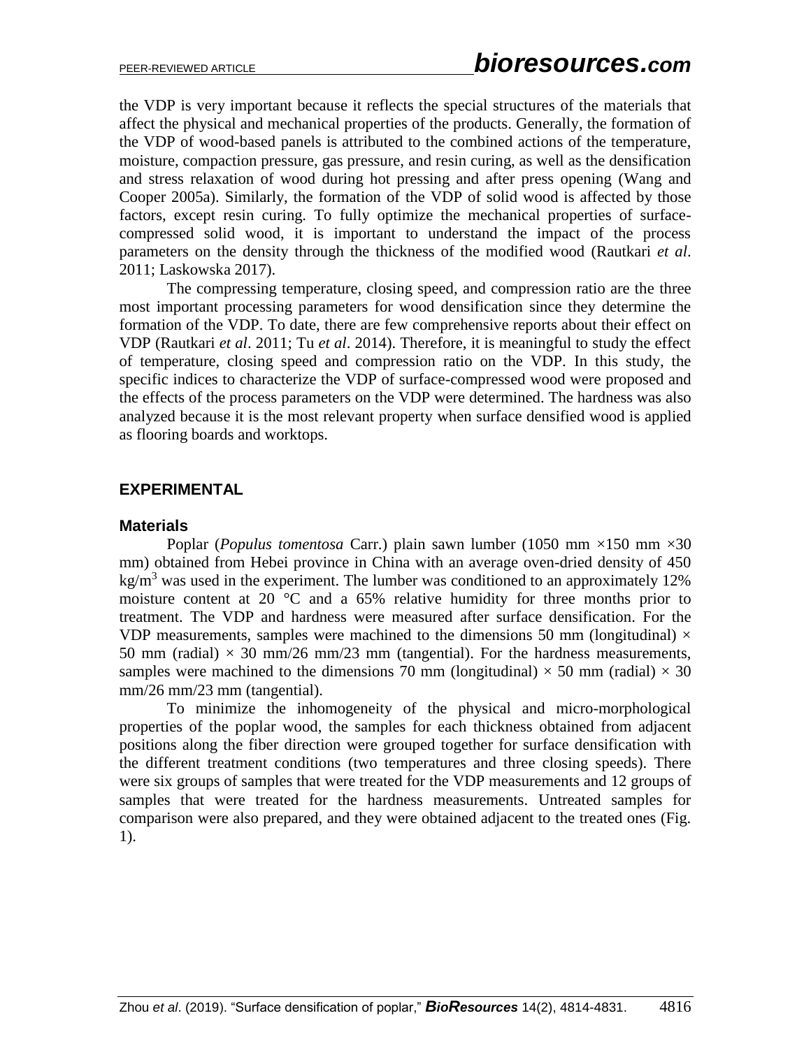the VDP is very important because it reflects the special structures of the materials that affect the physical and mechanical properties of the products. Generally, the formation of the VDP of wood-based panels is attributed to the combined actions of the temperature, moisture, compaction pressure, gas pressure, and resin curing, as well as the densification and stress relaxation of wood during hot pressing and after press opening (Wang and Cooper 2005a). Similarly, the formation of the VDP of solid wood is affected by those factors, except resin curing. To fully optimize the mechanical properties of surface-compressed solid wood, it is important to understand the impact of the process parameters on the density through the thickness of the modified wood (Rautkari *et al*. 2011; Laskowska 2017).

The compressing temperature, closing speed, and compression ratio are the three most important processing parameters for wood densification since they determine the formation of the VDP. To date, there are few comprehensive reports about their effect on VDP (Rautkari *et al*. 2011; Tu *et al*. 2014). Therefore, it is meaningful to study the effect of temperature, closing speed and compression ratio on the VDP. In this study, the specific indices to characterize the VDP of surface-compressed wood were proposed and the effects of the process parameters on the VDP were determined. The hardness was also analyzed because it is the most relevant property when surface densified wood is applied as flooring boards and worktops.

## EXPERIMENTAL

### Materials

Poplar (*Populus tomentosa* Carr.) plain sawn lumber (1050 mm ×150 mm ×30 mm) obtained from Hebei province in China with an average oven-dried density of 450 $kg/m^3$ was used in the experiment. The lumber was conditioned to an approximately 12% moisture content at 20 °C and a 65% relative humidity for three months prior to treatment. The VDP and hardness were measured after surface densification. For the VDP measurements, samples were machined to the dimensions 50 mm (longitudinal) × 50 mm (radial) × 30 mm/26 mm/23 mm (tangential). For the hardness measurements, samples were machined to the dimensions 70 mm (longitudinal) × 50 mm (radial) × 30 mm/26 mm/23 mm (tangential).

To minimize the inhomogeneity of the physical and micro-morphological properties of the poplar wood, the samples for each thickness obtained from adjacent positions along the fiber direction were grouped together for surface densification with the different treatment conditions (two temperatures and three closing speeds). There were six groups of samples that were treated for the VDP measurements and 12 groups of samples that were treated for the hardness measurements. Untreated samples for comparison were also prepared, and they were obtained adjacent to the treated ones (Fig. 1).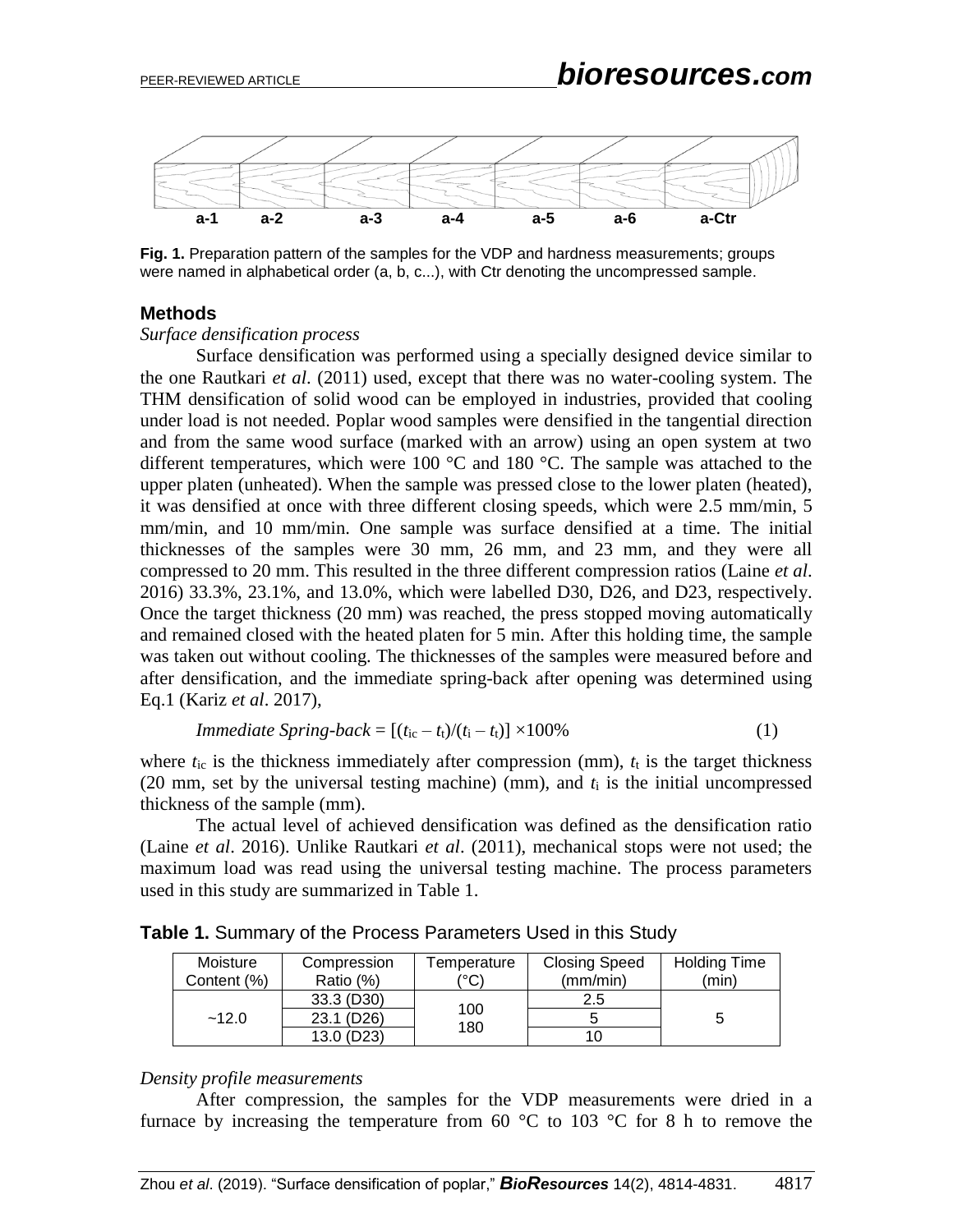**Fig. 1.** Preparation pattern of the samples for the VDP and hardness measurements; groups were named in alphabetical order (a, b, c...), with Ctr denoting the uncompressed sample.

## Methods

*Surface densification process*

Surface densification was performed using a specially designed device similar to the one Rautkari *et al*. (2011) used, except that there was no water-cooling system. The THM densification of solid wood can be employed in industries, provided that cooling under load is not needed. Poplar wood samples were densified in the tangential direction and from the same wood surface (marked with an arrow) using an open system at two different temperatures, which were 100 °C and 180 °C. The sample was attached to the upper platen (unheated). When the sample was pressed close to the lower platen (heated), it was densified at once with three different closing speeds, which were 2.5 mm/min, 5 mm/min, and 10 mm/min. One sample was surface densified at a time. The initial thicknesses of the samples were 30 mm, 26 mm, and 23 mm, and they were all compressed to 20 mm. This resulted in the three different compression ratios (Laine *et al*. 2016) 33.3%, 23.1%, and 13.0%, which were labelled D30, D26, and D23, respectively. Once the target thickness (20 mm) was reached, the press stopped moving automatically and remained closed with the heated platen for 5 min. After this holding time, the sample was taken out without cooling. The thicknesses of the samples were measured before and after densification, and the immediate spring-back after opening was determined using Eq.1 (Kariz *et al*. 2017),

$$Immediate\ Spring\text{-}back = [(t_{ic} - t_t)/(t_i - t_t)] \times 100\% \tag{1}$$

where $t_{ic}$ is the thickness immediately after compression (mm), $t_t$ is the target thickness (20 mm, set by the universal testing machine) (mm), and $t_i$ is the initial uncompressed thickness of the sample (mm).

The actual level of achieved densification was defined as the densification ratio (Laine *et al*. 2016). Unlike Rautkari *et al*. (2011), mechanical stops were not used; the maximum load was read using the universal testing machine. The process parameters used in this study are summarized in Table 1.

**Table 1.** Summary of the Process Parameters Used in this Study

| Moisture Content (%) | Compression Ratio (%) | Temperature (°C) | Closing Speed (mm/min) | Holding Time (min) |
|---|---|---|---|---|
| ~12.0 | 33.3 (D30) | 100<br>180 | 2.5 | 5 |
| | 23.1 (D26) | | 5 | |
| | 13.0 (D23) | | 10 | |

*Density profile measurements*

After compression, the samples for the VDP measurements were dried in a furnace by increasing the temperature from 60 °C to 103 °C for 8 h to remove the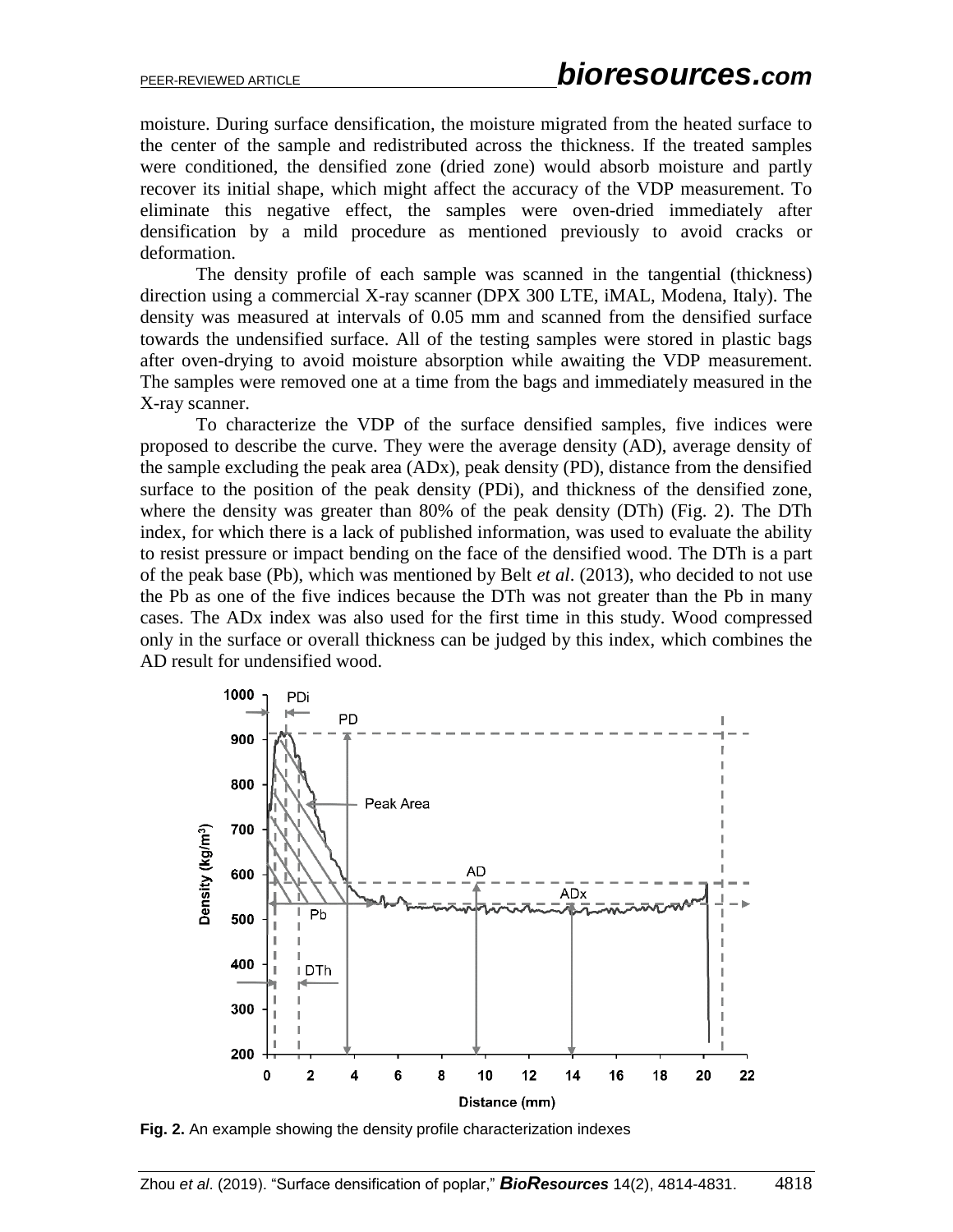moisture. During surface densification, the moisture migrated from the heated surface to the center of the sample and redistributed across the thickness. If the treated samples were conditioned, the densified zone (dried zone) would absorb moisture and partly recover its initial shape, which might affect the accuracy of the VDP measurement. To eliminate this negative effect, the samples were oven-dried immediately after densification by a mild procedure as mentioned previously to avoid cracks or deformation.

The density profile of each sample was scanned in the tangential (thickness) direction using a commercial X-ray scanner (DPX 300 LTE, iMAL, Modena, Italy). The density was measured at intervals of 0.05 mm and scanned from the densified surface towards the undensified surface. All of the testing samples were stored in plastic bags after oven-drying to avoid moisture absorption while awaiting the VDP measurement. The samples were removed one at a time from the bags and immediately measured in the X-ray scanner.

To characterize the VDP of the surface densified samples, five indices were proposed to describe the curve. They were the average density (AD), average density of the sample excluding the peak area (ADx), peak density (PD), distance from the densified surface to the position of the peak density (PDi), and thickness of the densified zone, where the density was greater than 80% of the peak density (DTh) (Fig. 2). The DTh index, for which there is a lack of published information, was used to evaluate the ability to resist pressure or impact bending on the face of the densified wood. The DTh is a part of the peak base (Pb), which was mentioned by Belt *et al*. (2013), who decided to not use the Pb as one of the five indices because the DTh was not greater than the Pb in many cases. The ADx index was also used for the first time in this study. Wood compressed only in the surface or overall thickness can be judged by this index, which combines the AD result for undensified wood.

**Fig. 2.** An example showing the density profile characterization indexes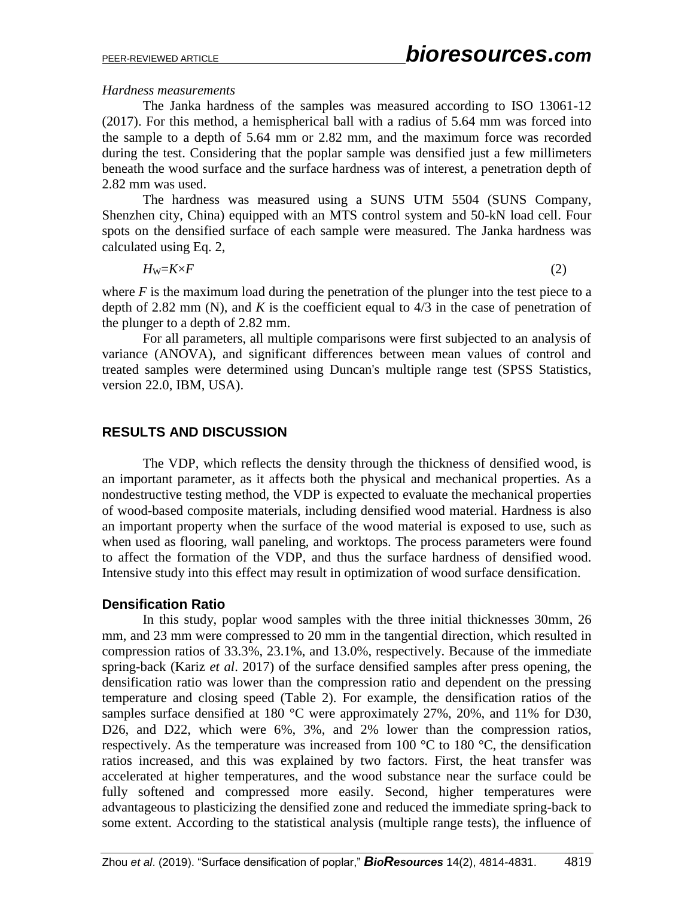*Hardness measurements*

The Janka hardness of the samples was measured according to ISO 13061-12 (2017). For this method, a hemispherical ball with a radius of 5.64 mm was forced into the sample to a depth of 5.64 mm or 2.82 mm, and the maximum force was recorded during the test. Considering that the poplar sample was densified just a few millimeters beneath the wood surface and the surface hardness was of interest, a penetration depth of 2.82 mm was used.

The hardness was measured using a SUNS UTM 5504 (SUNS Company, Shenzhen city, China) equipped with an MTS control system and 50-kN load cell. Four spots on the densified surface of each sample were measured. The Janka hardness was calculated using Eq. 2,

$$H_W = K \times F \tag{2}$$

where $F$ is the maximum load during the penetration of the plunger into the test piece to a depth of 2.82 mm (N), and $K$ is the coefficient equal to 4/3 in the case of penetration of the plunger to a depth of 2.82 mm.

For all parameters, all multiple comparisons were first subjected to an analysis of variance (ANOVA), and significant differences between mean values of control and treated samples were determined using Duncan's multiple range test (SPSS Statistics, version 22.0, IBM, USA).

## RESULTS AND DISCUSSION

The VDP, which reflects the density through the thickness of densified wood, is an important parameter, as it affects both the physical and mechanical properties. As a nondestructive testing method, the VDP is expected to evaluate the mechanical properties of wood-based composite materials, including densified wood material. Hardness is also an important property when the surface of the wood material is exposed to use, such as when used as flooring, wall paneling, and worktops. The process parameters were found to affect the formation of the VDP, and thus the surface hardness of densified wood. Intensive study into this effect may result in optimization of wood surface densification.

### Densification Ratio

In this study, poplar wood samples with the three initial thicknesses 30mm, 26 mm, and 23 mm were compressed to 20 mm in the tangential direction, which resulted in compression ratios of 33.3%, 23.1%, and 13.0%, respectively. Because of the immediate spring-back (Kariz *et al*. 2017) of the surface densified samples after press opening, the densification ratio was lower than the compression ratio and dependent on the pressing temperature and closing speed (Table 2). For example, the densification ratios of the samples surface densified at 180 °C were approximately 27%, 20%, and 11% for D30, D26, and D22, which were 6%, 3%, and 2% lower than the compression ratios, respectively. As the temperature was increased from 100 °C to 180 °C, the densification ratios increased, and this was explained by two factors. First, the heat transfer was accelerated at higher temperatures, and the wood substance near the surface could be fully softened and compressed more easily. Second, higher temperatures were advantageous to plasticizing the densified zone and reduced the immediate spring-back to some extent. According to the statistical analysis (multiple range tests), the influence of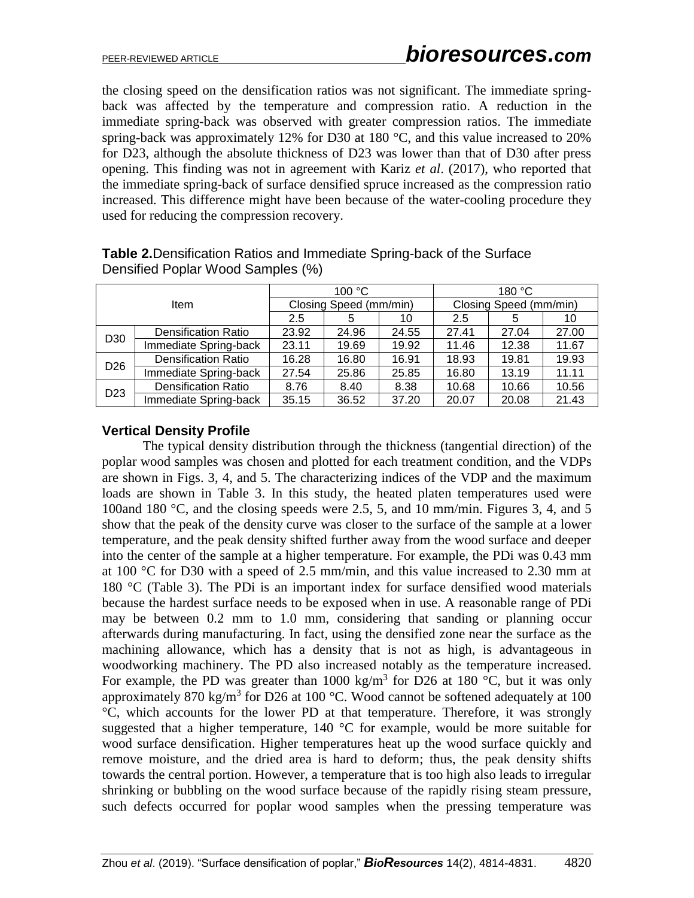the closing speed on the densification ratios was not significant. The immediate spring-back was affected by the temperature and compression ratio. A reduction in the immediate spring-back was observed with greater compression ratios. The immediate spring-back was approximately 12% for D30 at 180 °C, and this value increased to 20% for D23, although the absolute thickness of D23 was lower than that of D30 after press opening. This finding was not in agreement with Kariz *et al*. (2017), who reported that the immediate spring-back of surface densified spruce increased as the compression ratio increased. This difference might have been because of the water-cooling procedure they used for reducing the compression recovery.

**Table 2.** Densification Ratios and Immediate Spring-back of the Surface Densified Poplar Wood Samples (%)

| Item | | 100 °C | | | 180 °C | | |
|---|---|---|---|---|---|---|---|
| | | Closing Speed (mm/min) | | | Closing Speed (mm/min) | | |
| | | 2.5 | 5 | 10 | 2.5 | 5 | 10 |
| D30 | Densification Ratio | 23.92 | 24.96 | 24.55 | 27.41 | 27.04 | 27.00 |
| | Immediate Spring-back | 23.11 | 19.69 | 19.92 | 11.46 | 12.38 | 11.67 |
| D26 | Densification Ratio | 16.28 | 16.80 | 16.91 | 18.93 | 19.81 | 19.93 |
| | Immediate Spring-back | 27.54 | 25.86 | 25.85 | 16.80 | 13.19 | 11.11 |
| D23 | Densification Ratio | 8.76 | 8.40 | 8.38 | 10.68 | 10.66 | 10.56 |
| | Immediate Spring-back | 35.15 | 36.52 | 37.20 | 20.07 | 20.08 | 21.43 |

### Vertical Density Profile

The typical density distribution through the thickness (tangential direction) of the poplar wood samples was chosen and plotted for each treatment condition, and the VDPs are shown in Figs. 3, 4, and 5. The characterizing indices of the VDP and the maximum loads are shown in Table 3. In this study, the heated platen temperatures used were 100and 180 °C, and the closing speeds were 2.5, 5, and 10 mm/min. Figures 3, 4, and 5 show that the peak of the density curve was closer to the surface of the sample at a lower temperature, and the peak density shifted further away from the wood surface and deeper into the center of the sample at a higher temperature. For example, the PDi was 0.43 mm at 100 °C for D30 with a speed of 2.5 mm/min, and this value increased to 2.30 mm at 180 °C (Table 3). The PDi is an important index for surface densified wood materials because the hardest surface needs to be exposed when in use. A reasonable range of PDi may be between 0.2 mm to 1.0 mm, considering that sanding or planning occur afterwards during manufacturing. In fact, using the densified zone near the surface as the machining allowance, which has a density that is not as high, is advantageous in woodworking machinery. The PD also increased notably as the temperature increased. For example, the PD was greater than 1000 kg/m$^3$ for D26 at 180 °C, but it was only approximately 870 kg/m$^3$ for D26 at 100 °C. Wood cannot be softened adequately at 100 °C, which accounts for the lower PD at that temperature. Therefore, it was strongly suggested that a higher temperature, 140 °C for example, would be more suitable for wood surface densification. Higher temperatures heat up the wood surface quickly and remove moisture, and the dried area is hard to deform; thus, the peak density shifts towards the central portion. However, a temperature that is too high also leads to irregular shrinking or bubbling on the wood surface because of the rapidly rising steam pressure, such defects occurred for poplar wood samples when the pressing temperature was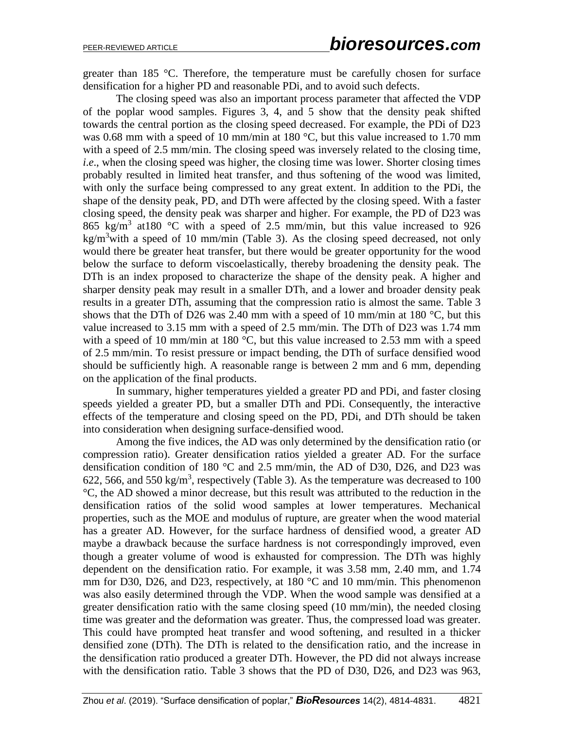greater than 185 °C. Therefore, the temperature must be carefully chosen for surface densification for a higher PD and reasonable PDi, and to avoid such defects.

The closing speed was also an important process parameter that affected the VDP of the poplar wood samples. Figures 3, 4, and 5 show that the density peak shifted towards the central portion as the closing speed decreased. For example, the PDi of D23 was 0.68 mm with a speed of 10 mm/min at 180 °C, but this value increased to 1.70 mm with a speed of 2.5 mm/min. The closing speed was inversely related to the closing time, *i.e*., when the closing speed was higher, the closing time was lower. Shorter closing times probably resulted in limited heat transfer, and thus softening of the wood was limited, with only the surface being compressed to any great extent. In addition to the PDi, the shape of the density peak, PD, and DTh were affected by the closing speed. With a faster closing speed, the density peak was sharper and higher. For example, the PD of D23 was 865 kg/m$^3$ at180 °C with a speed of 2.5 mm/min, but this value increased to 926 kg/m$^3$with a speed of 10 mm/min (Table 3). As the closing speed decreased, not only would there be greater heat transfer, but there would be greater opportunity for the wood below the surface to deform viscoelastically, thereby broadening the density peak. The DTh is an index proposed to characterize the shape of the density peak. A higher and sharper density peak may result in a smaller DTh, and a lower and broader density peak results in a greater DTh, assuming that the compression ratio is almost the same. Table 3 shows that the DTh of D26 was 2.40 mm with a speed of 10 mm/min at 180 °C, but this value increased to 3.15 mm with a speed of 2.5 mm/min. The DTh of D23 was 1.74 mm with a speed of 10 mm/min at 180 °C, but this value increased to 2.53 mm with a speed of 2.5 mm/min. To resist pressure or impact bending, the DTh of surface densified wood should be sufficiently high. A reasonable range is between 2 mm and 6 mm, depending on the application of the final products.

In summary, higher temperatures yielded a greater PD and PDi, and faster closing speeds yielded a greater PD, but a smaller DTh and PDi. Consequently, the interactive effects of the temperature and closing speed on the PD, PDi, and DTh should be taken into consideration when designing surface-densified wood.

Among the five indices, the AD was only determined by the densification ratio (or compression ratio). Greater densification ratios yielded a greater AD. For the surface densification condition of 180 °C and 2.5 mm/min, the AD of D30, D26, and D23 was 622, 566, and 550 kg/m$^3$, respectively (Table 3). As the temperature was decreased to 100 °C, the AD showed a minor decrease, but this result was attributed to the reduction in the densification ratios of the solid wood samples at lower temperatures. Mechanical properties, such as the MOE and modulus of rupture, are greater when the wood material has a greater AD. However, for the surface hardness of densified wood, a greater AD maybe a drawback because the surface hardness is not correspondingly improved, even though a greater volume of wood is exhausted for compression. The DTh was highly dependent on the densification ratio. For example, it was 3.58 mm, 2.40 mm, and 1.74 mm for D30, D26, and D23, respectively, at 180 °C and 10 mm/min. This phenomenon was also easily determined through the VDP. When the wood sample was densified at a greater densification ratio with the same closing speed (10 mm/min), the needed closing time was greater and the deformation was greater. Thus, the compressed load was greater. This could have prompted heat transfer and wood softening, and resulted in a thicker densified zone (DTh). The DTh is related to the densification ratio, and the increase in the densification ratio produced a greater DTh. However, the PD did not always increase with the densification ratio. Table 3 shows that the PD of D30, D26, and D23 was 963,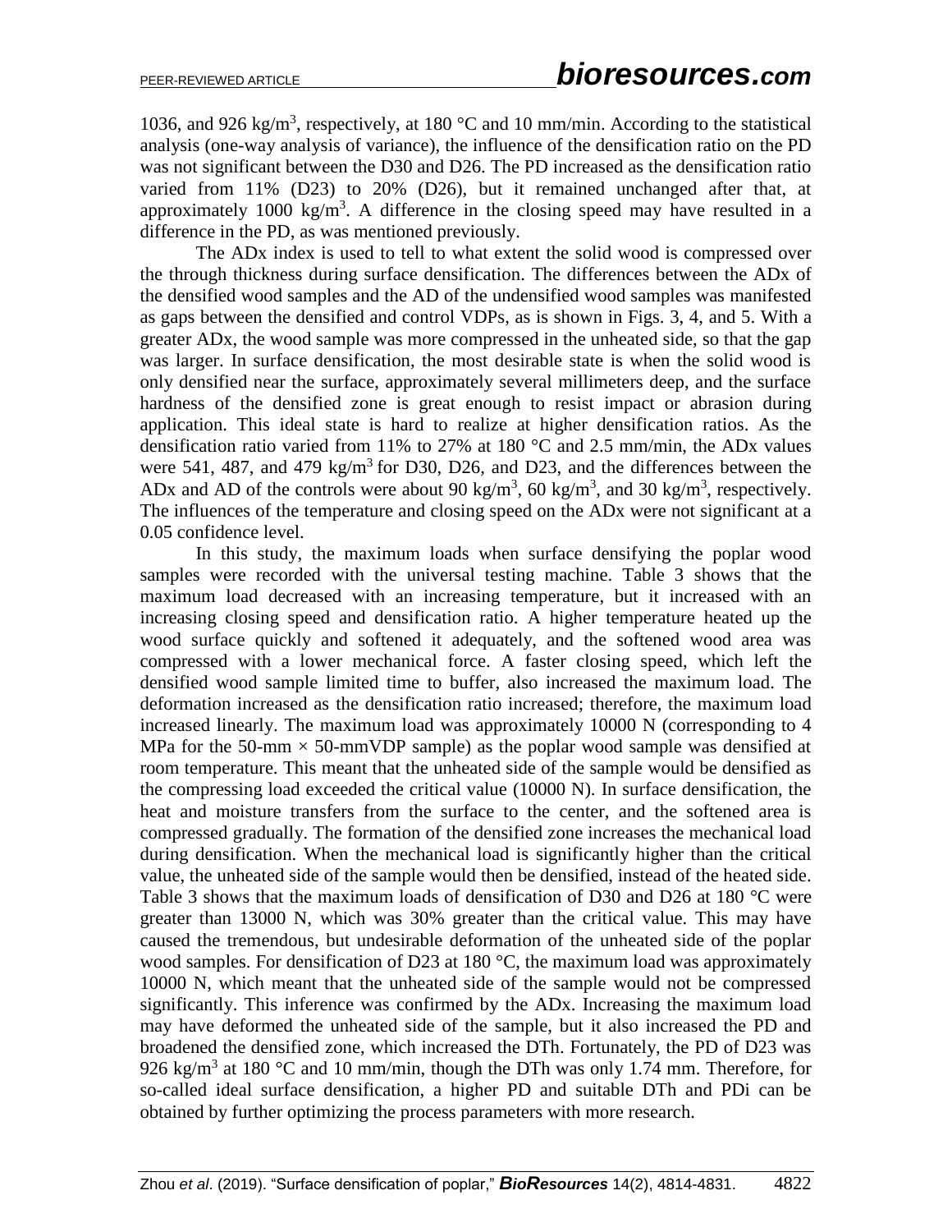1036, and 926 kg/m$^3$, respectively, at 180 °C and 10 mm/min. According to the statistical analysis (one-way analysis of variance), the influence of the densification ratio on the PD was not significant between the D30 and D26. The PD increased as the densification ratio varied from 11% (D23) to 20% (D26), but it remained unchanged after that, at approximately 1000 kg/m$^3$. A difference in the closing speed may have resulted in a difference in the PD, as was mentioned previously.

The ADx index is used to tell to what extent the solid wood is compressed over the through thickness during surface densification. The differences between the ADx of the densified wood samples and the AD of the undensified wood samples was manifested as gaps between the densified and control VDPs, as is shown in Figs. 3, 4, and 5. With a greater ADx, the wood sample was more compressed in the unheated side, so that the gap was larger. In surface densification, the most desirable state is when the solid wood is only densified near the surface, approximately several millimeters deep, and the surface hardness of the densified zone is great enough to resist impact or abrasion during application. This ideal state is hard to realize at higher densification ratios. As the densification ratio varied from 11% to 27% at 180 °C and 2.5 mm/min, the ADx values were 541, 487, and 479 kg/m$^3$ for D30, D26, and D23, and the differences between the ADx and AD of the controls were about 90 kg/m$^3$, 60 kg/m$^3$, and 30 kg/m$^3$, respectively. The influences of the temperature and closing speed on the ADx were not significant at a 0.05 confidence level.

In this study, the maximum loads when surface densifying the poplar wood samples were recorded with the universal testing machine. Table 3 shows that the maximum load decreased with an increasing temperature, but it increased with an increasing closing speed and densification ratio. A higher temperature heated up the wood surface quickly and softened it adequately, and the softened wood area was compressed with a lower mechanical force. A faster closing speed, which left the densified wood sample limited time to buffer, also increased the maximum load. The deformation increased as the densification ratio increased; therefore, the maximum load increased linearly. The maximum load was approximately 10000 N (corresponding to 4 MPa for the 50-mm × 50-mmVDP sample) as the poplar wood sample was densified at room temperature. This meant that the unheated side of the sample would be densified as the compressing load exceeded the critical value (10000 N). In surface densification, the heat and moisture transfers from the surface to the center, and the softened area is compressed gradually. The formation of the densified zone increases the mechanical load during densification. When the mechanical load is significantly higher than the critical value, the unheated side of the sample would then be densified, instead of the heated side. Table 3 shows that the maximum loads of densification of D30 and D26 at 180 °C were greater than 13000 N, which was 30% greater than the critical value. This may have caused the tremendous, but undesirable deformation of the unheated side of the poplar wood samples. For densification of D23 at 180 °C, the maximum load was approximately 10000 N, which meant that the unheated side of the sample would not be compressed significantly. This inference was confirmed by the ADx. Increasing the maximum load may have deformed the unheated side of the sample, but it also increased the PD and broadened the densified zone, which increased the DTh. Fortunately, the PD of D23 was 926 kg/m$^3$ at 180 °C and 10 mm/min, though the DTh was only 1.74 mm. Therefore, for so-called ideal surface densification, a higher PD and suitable DTh and PDi can be obtained by further optimizing the process parameters with more research.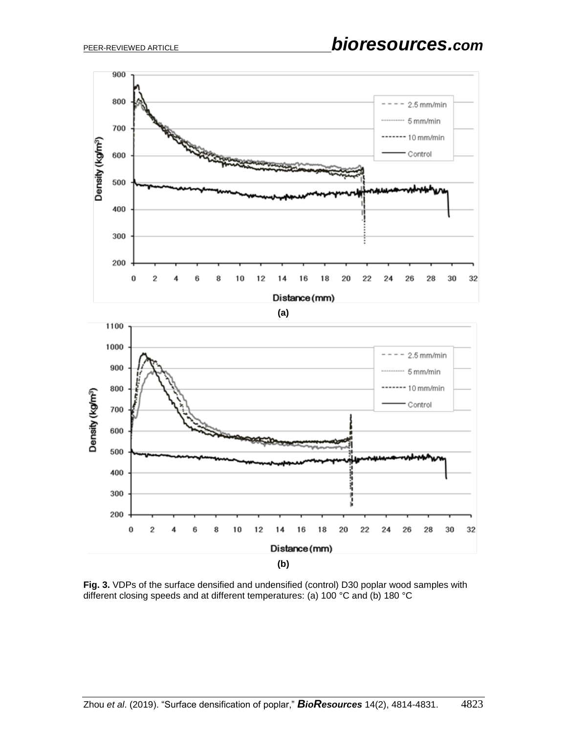**Fig. 3.** VDPs of the surface densified and undensified (control) D30 poplar wood samples with different closing speeds and at different temperatures: (a) 100 °C and (b) 180 °C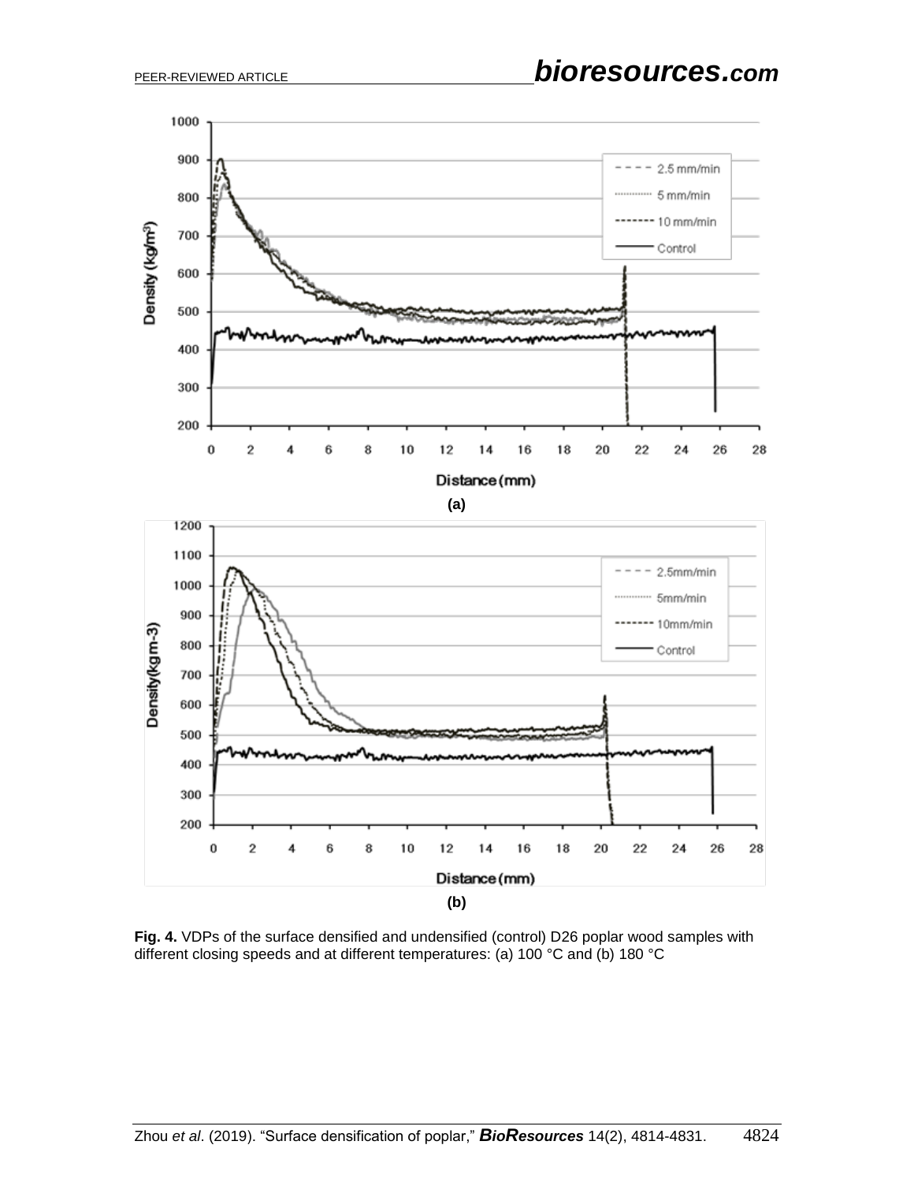**(a)**

**(b)**

**Fig. 4.** VDPs of the surface densified and undensified (control) D26 poplar wood samples with different closing speeds and at different temperatures: (a) 100 °C and (b) 180 °C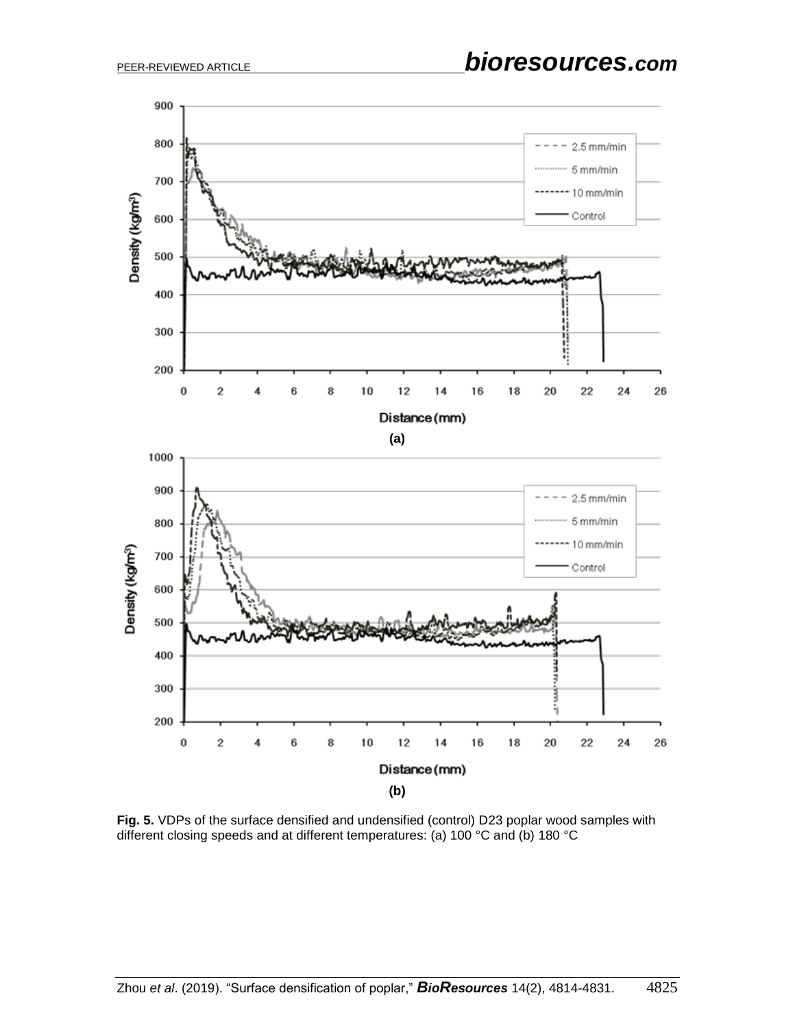**Fig. 5.** VDPs of the surface densified and undensified (control) D23 poplar wood samples with different closing speeds and at different temperatures: (a) 100 °C and (b) 180 °C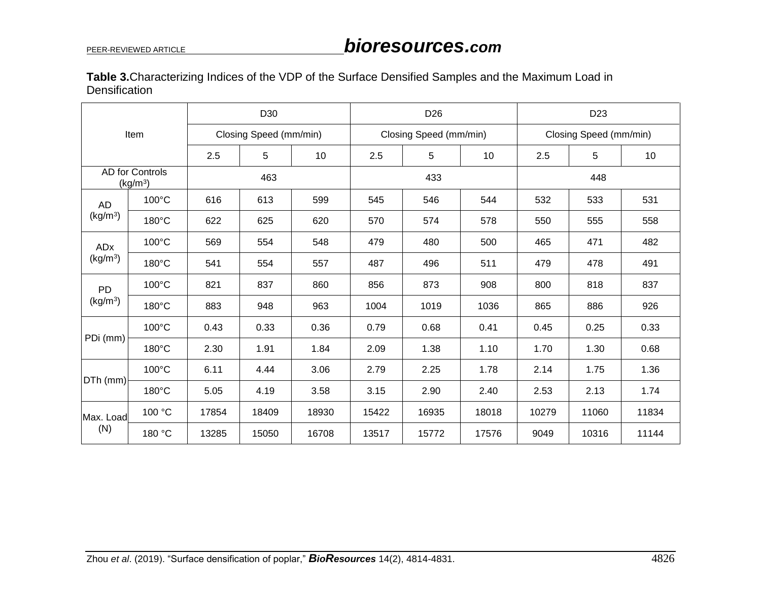**Table 3.** Characterizing Indices of the VDP of the Surface Densified Samples and the Maximum Load in Densification

| Item | | D30 | | | D26 | | | D23 | | |
|---|---|---|---|---|---|---|---|---|---|---|
| | | Closing Speed (mm/min) | | | Closing Speed (mm/min) | | | Closing Speed (mm/min) | | |
| | | 2.5 | 5 | 10 | 2.5 | 5 | 10 | 2.5 | 5 | 10 |
| AD for Controls ($kg/m^3$) | | 463 | | | 433 | | | 448 | | |
| AD ($kg/m^3$) | 100°C | 616 | 613 | 599 | 545 | 546 | 544 | 532 | 533 | 531 |
| | 180°C | 622 | 625 | 620 | 570 | 574 | 578 | 550 | 555 | 558 |
| ADx ($kg/m^3$) | 100°C | 569 | 554 | 548 | 479 | 480 | 500 | 465 | 471 | 482 |
| | 180°C | 541 | 554 | 557 | 487 | 496 | 511 | 479 | 478 | 491 |
| PD ($kg/m^3$) | 100°C | 821 | 837 | 860 | 856 | 873 | 908 | 800 | 818 | 837 |
| | 180°C | 883 | 948 | 963 | 1004 | 1019 | 1036 | 865 | 886 | 926 |
| PDi (mm) | 100°C | 0.43 | 0.33 | 0.36 | 0.79 | 0.68 | 0.41 | 0.45 | 0.25 | 0.33 |
| | 180°C | 2.30 | 1.91 | 1.84 | 2.09 | 1.38 | 1.10 | 1.70 | 1.30 | 0.68 |
| DTh (mm) | 100°C | 6.11 | 4.44 | 3.06 | 2.79 | 2.25 | 1.78 | 2.14 | 1.75 | 1.36 |
| | 180°C | 5.05 | 4.19 | 3.58 | 3.15 | 2.90 | 2.40 | 2.53 | 2.13 | 1.74 |
| Max. Load (N) | 100 °C | 17854 | 18409 | 18930 | 15422 | 16935 | 18018 | 10279 | 11060 | 11834 |
| | 180 °C | 13285 | 15050 | 16708 | 13517 | 15772 | 17576 | 9049 | 10316 | 11144 |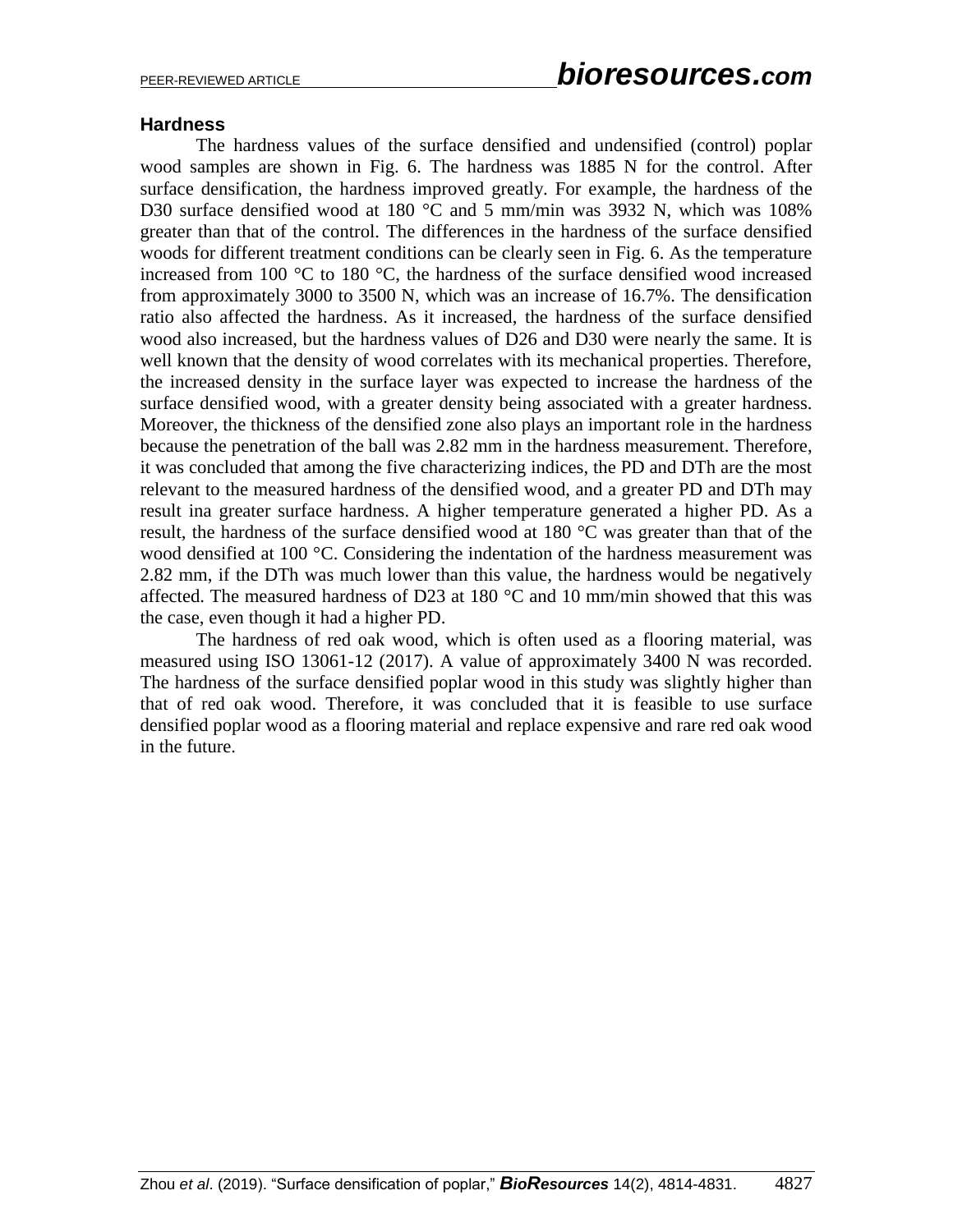### Hardness

The hardness values of the surface densified and undensified (control) poplar wood samples are shown in Fig. 6. The hardness was 1885 N for the control. After surface densification, the hardness improved greatly. For example, the hardness of the D30 surface densified wood at 180 °C and 5 mm/min was 3932 N, which was 108% greater than that of the control. The differences in the hardness of the surface densified woods for different treatment conditions can be clearly seen in Fig. 6. As the temperature increased from 100 °C to 180 °C, the hardness of the surface densified wood increased from approximately 3000 to 3500 N, which was an increase of 16.7%. The densification ratio also affected the hardness. As it increased, the hardness of the surface densified wood also increased, but the hardness values of D26 and D30 were nearly the same. It is well known that the density of wood correlates with its mechanical properties. Therefore, the increased density in the surface layer was expected to increase the hardness of the surface densified wood, with a greater density being associated with a greater hardness. Moreover, the thickness of the densified zone also plays an important role in the hardness because the penetration of the ball was 2.82 mm in the hardness measurement. Therefore, it was concluded that among the five characterizing indices, the PD and DTh are the most relevant to the measured hardness of the densified wood, and a greater PD and DTh may result ina greater surface hardness. A higher temperature generated a higher PD. As a result, the hardness of the surface densified wood at 180 °C was greater than that of the wood densified at 100 °C. Considering the indentation of the hardness measurement was 2.82 mm, if the DTh was much lower than this value, the hardness would be negatively affected. The measured hardness of D23 at 180 °C and 10 mm/min showed that this was the case, even though it had a higher PD.

The hardness of red oak wood, which is often used as a flooring material, was measured using ISO 13061-12 (2017). A value of approximately 3400 N was recorded. The hardness of the surface densified poplar wood in this study was slightly higher than that of red oak wood. Therefore, it was concluded that it is feasible to use surface densified poplar wood as a flooring material and replace expensive and rare red oak wood in the future.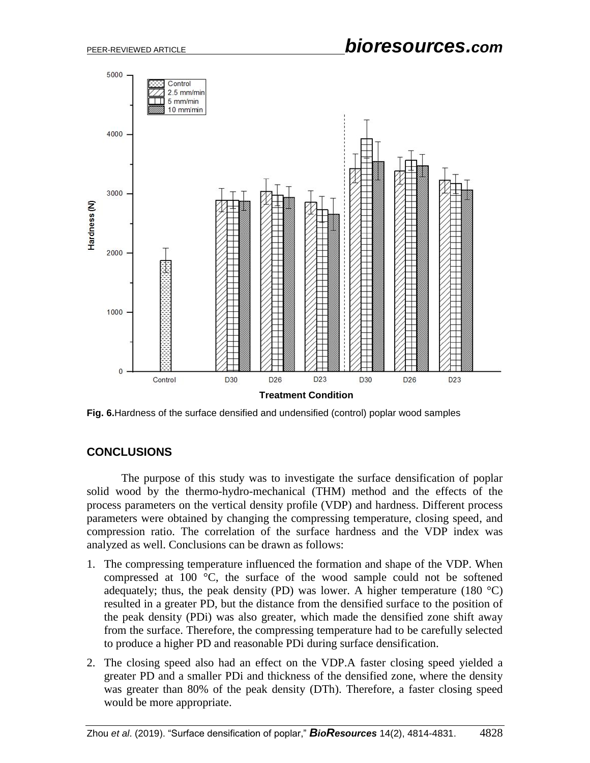Fig. 6. Hardness of the surface densified and undensified (control) poplar wood samples

## CONCLUSIONS

The purpose of this study was to investigate the surface densification of poplar solid wood by the thermo-hydro-mechanical (THM) method and the effects of the process parameters on the vertical density profile (VDP) and hardness. Different process parameters were obtained by changing the compressing temperature, closing speed, and compression ratio. The correlation of the surface hardness and the VDP index was analyzed as well. Conclusions can be drawn as follows:

1. The compressing temperature influenced the formation and shape of the VDP. When compressed at 100 °C, the surface of the wood sample could not be softened adequately; thus, the peak density (PD) was lower. A higher temperature (180 °C) resulted in a greater PD, but the distance from the densified surface to the position of the peak density (PDi) was also greater, which made the densified zone shift away from the surface. Therefore, the compressing temperature had to be carefully selected to produce a higher PD and reasonable PDi during surface densification.
2. The closing speed also had an effect on the VDP. A faster closing speed yielded a greater PD and a smaller PDi and thickness of the densified zone, where the density was greater than 80% of the peak density (DTh). Therefore, a faster closing speed would be more appropriate.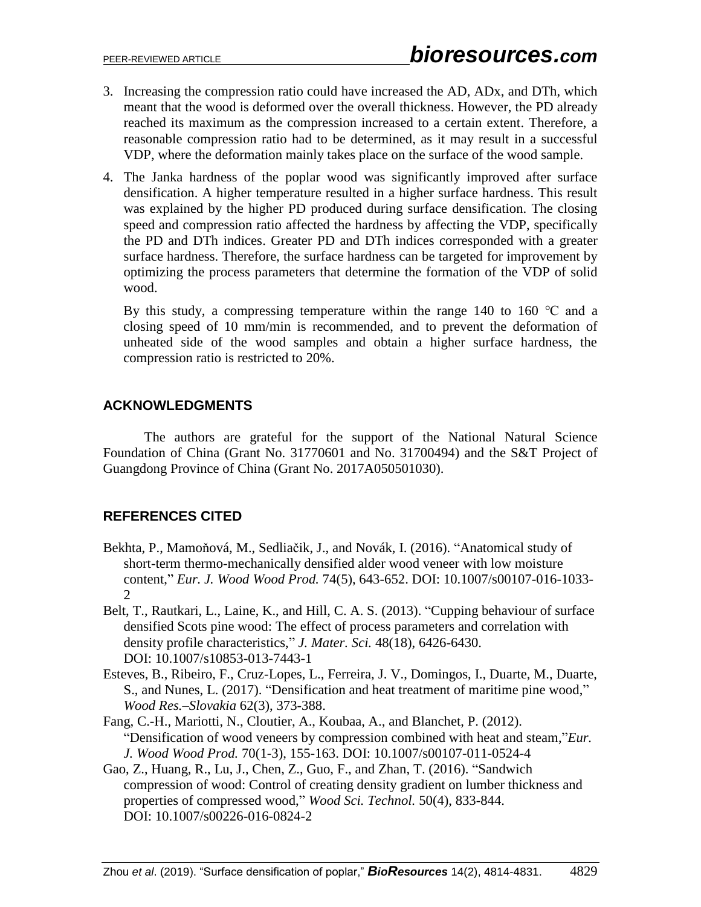3. Increasing the compression ratio could have increased the AD, ADx, and DTh, which meant that the wood is deformed over the overall thickness. However, the PD already reached its maximum as the compression increased to a certain extent. Therefore, a reasonable compression ratio had to be determined, as it may result in a successful VDP, where the deformation mainly takes place on the surface of the wood sample.
4. The Janka hardness of the poplar wood was significantly improved after surface densification. A higher temperature resulted in a higher surface hardness. This result was explained by the higher PD produced during surface densification. The closing speed and compression ratio affected the hardness by affecting the VDP, specifically the PD and DTh indices. Greater PD and DTh indices corresponded with a greater surface hardness. Therefore, the surface hardness can be targeted for improvement by optimizing the process parameters that determine the formation of the VDP of solid wood.

   By this study, a compressing temperature within the range 140 to 160 ℃ and a closing speed of 10 mm/min is recommended, and to prevent the deformation of unheated side of the wood samples and obtain a higher surface hardness, the compression ratio is restricted to 20%.

## ACKNOWLEDGMENTS

The authors are grateful for the support of the National Natural Science Foundation of China (Grant No. 31770601 and No. 31700494) and the S&T Project of Guangdong Province of China (Grant No. 2017A050501030).

## REFERENCES CITED

Bekhta, P., Mamoňová, M., Sedliačik, J., and Novák, I. (2016). "Anatomical study of short-term thermo-mechanically densified alder wood veneer with low moisture content," *Eur. J. Wood Wood Prod.* 74(5), 643-652. DOI: 10.1007/s00107-016-1033-2

Belt, T., Rautkari, L., Laine, K., and Hill, C. A. S. (2013). "Cupping behaviour of surface densified Scots pine wood: The effect of process parameters and correlation with density profile characteristics," *J. Mater. Sci.* 48(18), 6426-6430. DOI: 10.1007/s10853-013-7443-1

Esteves, B., Ribeiro, F., Cruz-Lopes, L., Ferreira, J. V., Domingos, I., Duarte, M., Duarte, S., and Nunes, L. (2017). "Densification and heat treatment of maritime pine wood," *Wood Res.–Slovakia* 62(3), 373-388.

Fang, C.-H., Mariotti, N., Cloutier, A., Koubaa, A., and Blanchet, P. (2012). "Densification of wood veneers by compression combined with heat and steam,"*Eur. J. Wood Wood Prod.* 70(1-3), 155-163. DOI: 10.1007/s00107-011-0524-4

Gao, Z., Huang, R., Lu, J., Chen, Z., Guo, F., and Zhan, T. (2016). "Sandwich compression of wood: Control of creating density gradient on lumber thickness and properties of compressed wood," *Wood Sci. Technol.* 50(4), 833-844. DOI: 10.1007/s00226-016-0824-2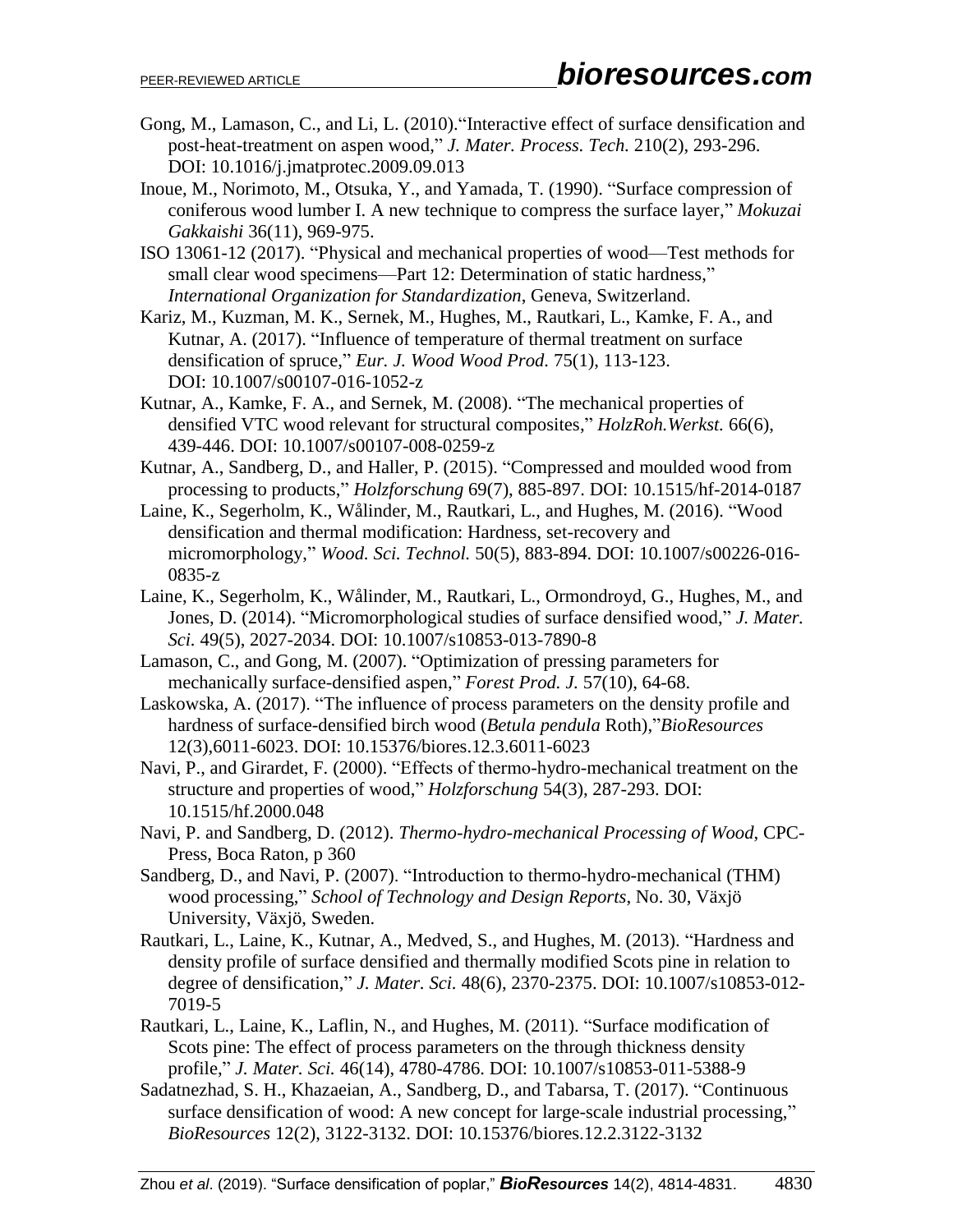Gong, M., Lamason, C., and Li, L. (2010).“Interactive effect of surface densification and post-heat-treatment on aspen wood,” *J. Mater. Process. Tech.* 210(2), 293-296. DOI: 10.1016/j.jmatprotec.2009.09.013

Inoue, M., Norimoto, M., Otsuka, Y., and Yamada, T. (1990). “Surface compression of coniferous wood lumber I. A new technique to compress the surface layer,” *Mokuzai Gakkaishi* 36(11), 969-975.

ISO 13061-12 (2017). “Physical and mechanical properties of wood—Test methods for small clear wood specimens—Part 12: Determination of static hardness,” *International Organization for Standardization*, Geneva, Switzerland.

Kariz, M., Kuzman, M. K., Sernek, M., Hughes, M., Rautkari, L., Kamke, F. A., and Kutnar, A. (2017). “Influence of temperature of thermal treatment on surface densification of spruce,” *Eur. J. Wood Wood Prod.* 75(1), 113-123. DOI: 10.1007/s00107-016-1052-z

Kutnar, A., Kamke, F. A., and Sernek, M. (2008). “The mechanical properties of densified VTC wood relevant for structural composites,” *HolzRoh.Werkst.* 66(6), 439-446. DOI: 10.1007/s00107-008-0259-z

Kutnar, A., Sandberg, D., and Haller, P. (2015). “Compressed and moulded wood from processing to products,” *Holzforschung* 69(7), 885-897. DOI: 10.1515/hf-2014-0187

Laine, K., Segerholm, K., Wålinder, M., Rautkari, L., and Hughes, M. (2016). “Wood densification and thermal modification: Hardness, set-recovery and micromorphology,” *Wood. Sci. Technol.* 50(5), 883-894. DOI: 10.1007/s00226-016-0835-z

Laine, K., Segerholm, K., Wålinder, M., Rautkari, L., Ormondroyd, G., Hughes, M., and Jones, D. (2014). “Micromorphological studies of surface densified wood,” *J. Mater. Sci.* 49(5), 2027-2034. DOI: 10.1007/s10853-013-7890-8

Lamason, C., and Gong, M. (2007). “Optimization of pressing parameters for mechanically surface-densified aspen,” *Forest Prod. J.* 57(10), 64-68.

Laskowska, A. (2017). “The influence of process parameters on the density profile and hardness of surface-densified birch wood (*Betula pendula* Roth),”*BioResources* 12(3),6011-6023. DOI: 10.15376/biores.12.3.6011-6023

Navi, P., and Girardet, F. (2000). “Effects of thermo-hydro-mechanical treatment on the structure and properties of wood,” *Holzforschung* 54(3), 287-293. DOI: 10.1515/hf.2000.048

Navi, P. and Sandberg, D. (2012). *Thermo-hydro-mechanical Processing of Wood*, CPC-Press, Boca Raton, p 360

Sandberg, D., and Navi, P. (2007). “Introduction to thermo-hydro-mechanical (THM) wood processing,” *School of Technology and Design Reports*, No. 30, Växjö University, Växjö, Sweden.

Rautkari, L., Laine, K., Kutnar, A., Medved, S., and Hughes, M. (2013). “Hardness and density profile of surface densified and thermally modified Scots pine in relation to degree of densification,” *J. Mater. Sci.* 48(6), 2370-2375. DOI: 10.1007/s10853-012-7019-5

Rautkari, L., Laine, K., Laflin, N., and Hughes, M. (2011). “Surface modification of Scots pine: The effect of process parameters on the through thickness density profile,” *J. Mater. Sci.* 46(14), 4780-4786. DOI: 10.1007/s10853-011-5388-9

Sadatnezhad, S. H., Khazaeian, A., Sandberg, D., and Tabarsa, T. (2017). “Continuous surface densification of wood: A new concept for large-scale industrial processing,” *BioResources* 12(2), 3122-3132. DOI: 10.15376/biores.12.2.3122-3132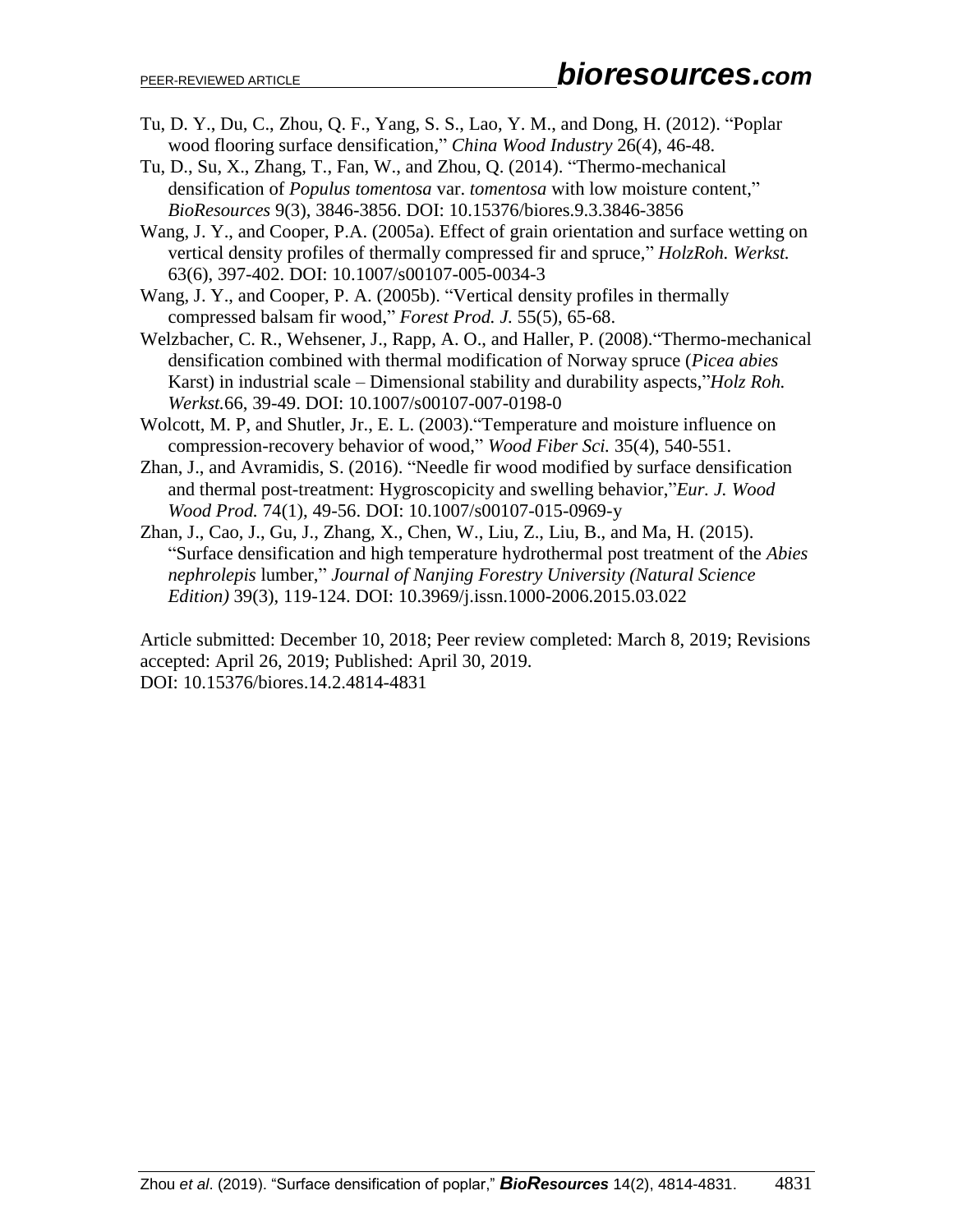Tu, D. Y., Du, C., Zhou, Q. F., Yang, S. S., Lao, Y. M., and Dong, H. (2012). "Poplar wood flooring surface densification," *China Wood Industry* 26(4), 46-48.

Tu, D., Su, X., Zhang, T., Fan, W., and Zhou, Q. (2014). "Thermo-mechanical densification of *Populus tomentosa* var. *tomentosa* with low moisture content," *BioResources* 9(3), 3846-3856. DOI: 10.15376/biores.9.3.3846-3856

Wang, J. Y., and Cooper, P.A. (2005a). Effect of grain orientation and surface wetting on vertical density profiles of thermally compressed fir and spruce," *HolzRoh. Werkst.* 63(6), 397-402. DOI: 10.1007/s00107-005-0034-3

Wang, J. Y., and Cooper, P. A. (2005b). "Vertical density profiles in thermally compressed balsam fir wood," *Forest Prod. J.* 55(5), 65-68.

Welzbacher, C. R., Wehsener, J., Rapp, A. O., and Haller, P. (2008)."Thermo-mechanical densification combined with thermal modification of Norway spruce (*Picea abies* Karst) in industrial scale – Dimensional stability and durability aspects,"*Holz Roh. Werkst.*66, 39-49. DOI: 10.1007/s00107-007-0198-0

Wolcott, M. P, and Shutler, Jr., E. L. (2003)."Temperature and moisture influence on compression-recovery behavior of wood," *Wood Fiber Sci.* 35(4), 540-551.

Zhan, J., and Avramidis, S. (2016). "Needle fir wood modified by surface densification and thermal post-treatment: Hygroscopicity and swelling behavior,"*Eur. J. Wood Wood Prod.* 74(1), 49-56. DOI: 10.1007/s00107-015-0969-y

Zhan, J., Cao, J., Gu, J., Zhang, X., Chen, W., Liu, Z., Liu, B., and Ma, H. (2015). "Surface densification and high temperature hydrothermal post treatment of the *Abies nephrolepis* lumber," *Journal of Nanjing Forestry University (Natural Science Edition)* 39(3), 119-124. DOI: 10.3969/j.issn.1000-2006.2015.03.022

Article submitted: December 10, 2018; Peer review completed: March 8, 2019; Revisions accepted: April 26, 2019; Published: April 30, 2019.
DOI: 10.15376/biores.14.2.4814-4831